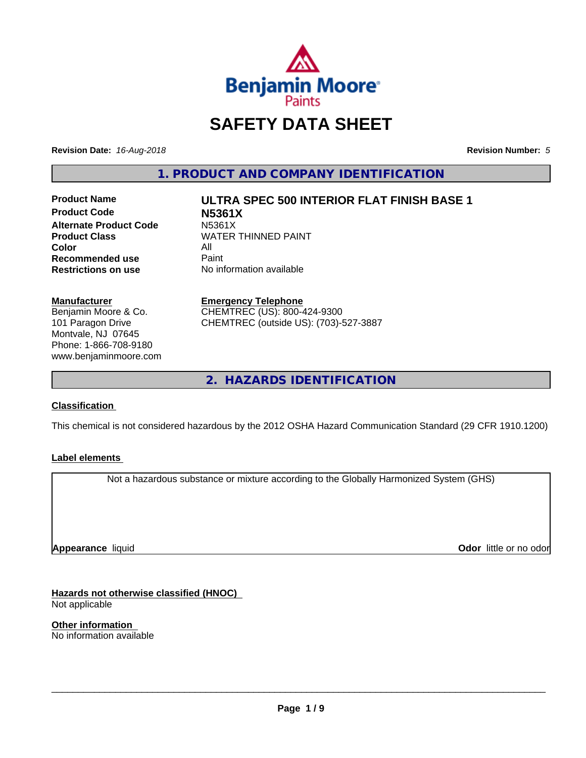Benjamin Moore Paints

# SAFETY DATA SHEET

**Revision Date:** *16-Aug-2018*

**Revision Number:** *5*

## 1. PRODUCT AND COMPANY IDENTIFICATION

| | |
|---|---|
| **Product Name** | **ULTRA SPEC 500 INTERIOR FLAT FINISH BASE 1** |
| **Product Code** | **N5361X** |
| **Alternate Product Code** | N5361X |
| **Product Class** | WATER THINNED PAINT |
| **Color** | All |
| **Recommended use** | Paint |
| **Restrictions on use** | No information available |

**Manufacturer**
Benjamin Moore & Co.
101 Paragon Drive
Montvale, NJ 07645
Phone: 1-866-708-9180
www.benjaminmoore.com

**Emergency Telephone**
CHEMTREC (US): 800-424-9300
CHEMTREC (outside US): (703)-527-3887

## 2. HAZARDS IDENTIFICATION

**Classification**

This chemical is not considered hazardous by the 2012 OSHA Hazard Communication Standard (29 CFR 1910.1200)

**Label elements**

Not a hazardous substance or mixture according to the Globally Harmonized System (GHS)

**Appearance** liquid

**Odor** little or no odor

**Hazards not otherwise classified (HNOC)**
Not applicable

**Other information**
No information available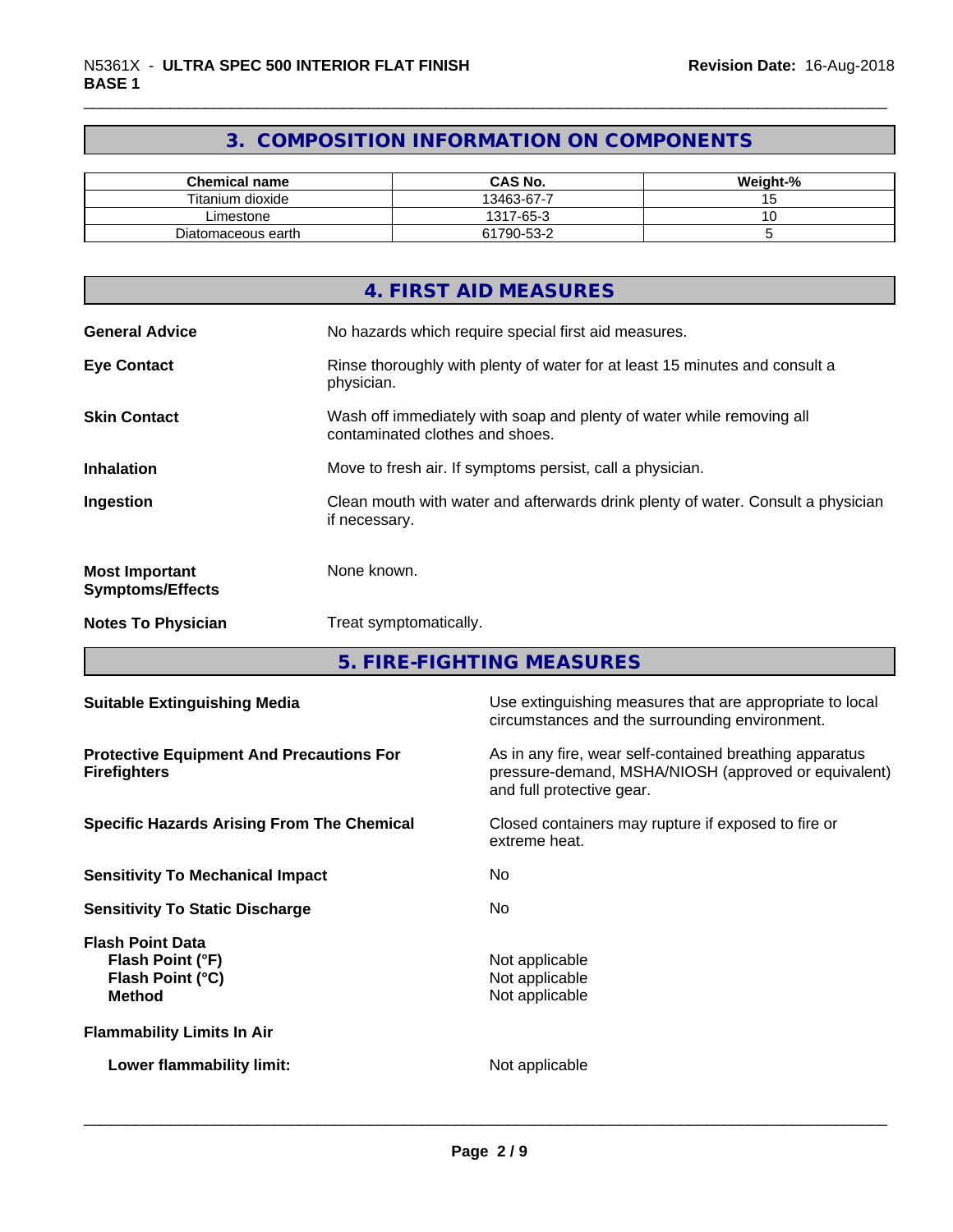## 3. COMPOSITION INFORMATION ON COMPONENTS

| Chemical name | CAS No. | Weight-% |
|---|---|---|
| Titanium dioxide | 13463-67-7 | 15 |
| Limestone | 1317-65-3 | 10 |
| Diatomaceous earth | 61790-53-2 | 5 |

## 4. FIRST AID MEASURES

**General Advice** No hazards which require special first aid measures.

**Eye Contact** Rinse thoroughly with plenty of water for at least 15 minutes and consult a physician.

**Skin Contact** Wash off immediately with soap and plenty of water while removing all contaminated clothes and shoes.

**Inhalation** Move to fresh air. If symptoms persist, call a physician.

**Ingestion** Clean mouth with water and afterwards drink plenty of water. Consult a physician if necessary.

**Most Important Symptoms/Effects** None known.

**Notes To Physician** Treat symptomatically.

## 5. FIRE-FIGHTING MEASURES

**Suitable Extinguishing Media** Use extinguishing measures that are appropriate to local circumstances and the surrounding environment.

**Protective Equipment And Precautions For Firefighters** As in any fire, wear self-contained breathing apparatus pressure-demand, MSHA/NIOSH (approved or equivalent) and full protective gear.

**Specific Hazards Arising From The Chemical** Closed containers may rupture if exposed to fire or extreme heat.

**Sensitivity To Mechanical Impact** No

**Sensitivity To Static Discharge** No

**Flash Point Data**
- **Flash Point (°F)** Not applicable
- **Flash Point (°C)** Not applicable
- **Method** Not applicable

**Flammability Limits In Air**

- **Lower flammability limit:** Not applicable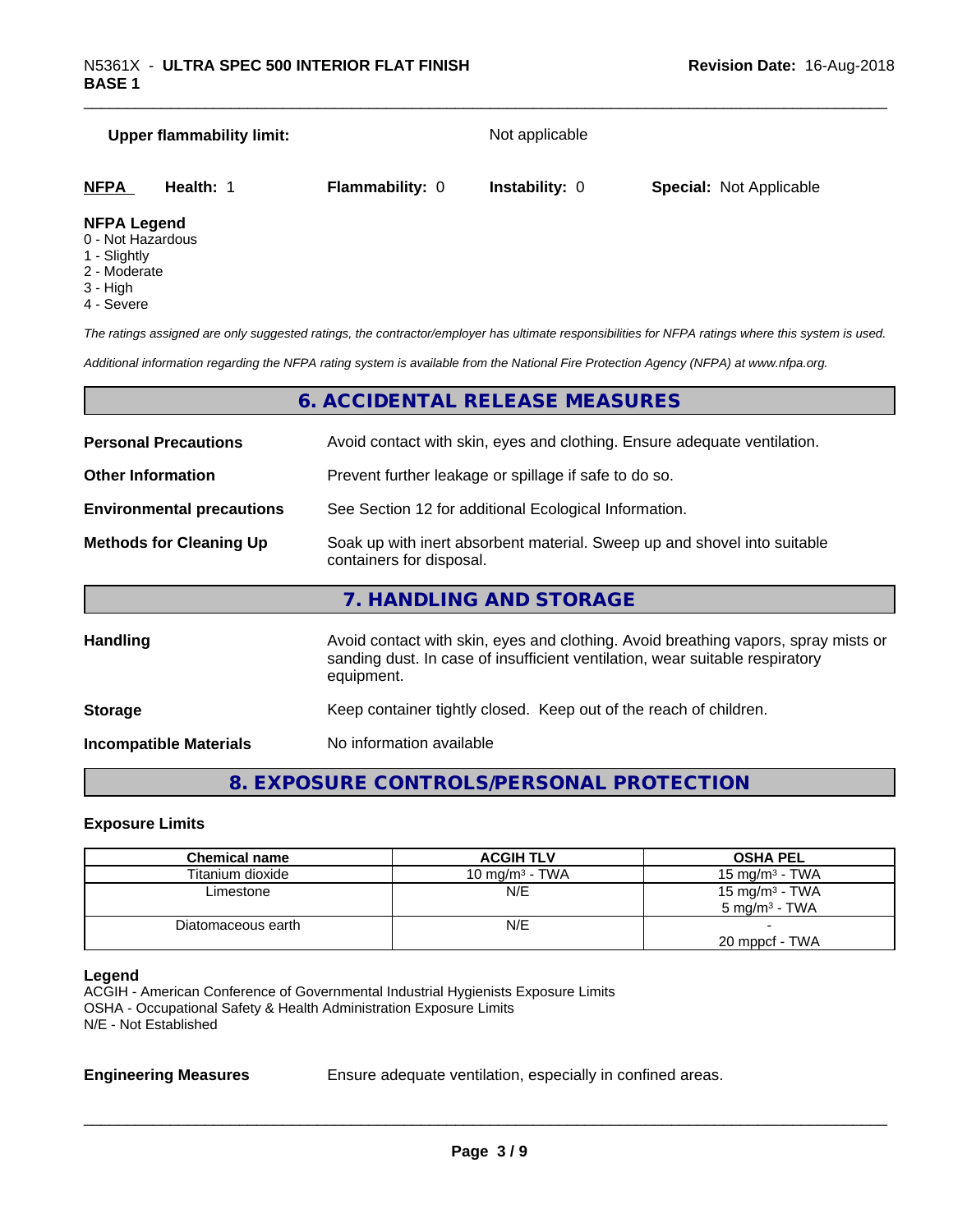**Upper flammability limit:** Not applicable

| **NFPA** | **Health:** 1 | **Flammability:** 0 | **Instability:** 0 | **Special:** Not Applicable |
|---|---|---|---|---|

**NFPA Legend**
0 - Not Hazardous
1 - Slightly
2 - Moderate
3 - High
4 - Severe

*The ratings assigned are only suggested ratings, the contractor/employer has ultimate responsibilities for NFPA ratings where this system is used.*

*Additional information regarding the NFPA rating system is available from the National Fire Protection Agency (NFPA) at www.nfpa.org.*

## 6. ACCIDENTAL RELEASE MEASURES

**Personal Precautions** Avoid contact with skin, eyes and clothing. Ensure adequate ventilation.

**Other Information** Prevent further leakage or spillage if safe to do so.

**Environmental precautions** See Section 12 for additional Ecological Information.

**Methods for Cleaning Up** Soak up with inert absorbent material. Sweep up and shovel into suitable containers for disposal.

## 7. HANDLING AND STORAGE

**Handling** Avoid contact with skin, eyes and clothing. Avoid breathing vapors, spray mists or sanding dust. In case of insufficient ventilation, wear suitable respiratory equipment.

**Storage** Keep container tightly closed. Keep out of the reach of children.

**Incompatible Materials** No information available

## 8. EXPOSURE CONTROLS/PERSONAL PROTECTION

### Exposure Limits

| Chemical name | ACGIH TLV | OSHA PEL |
|---|---|---|
| Titanium dioxide | 10 mg/m³ - TWA | 15 mg/m³ - TWA |
| Limestone | N/E | 15 mg/m³ - TWA<br>5 mg/m³ - TWA |
| Diatomaceous earth | N/E | -<br>20 mppcf - TWA |

**Legend**
ACGIH - American Conference of Governmental Industrial Hygienists Exposure Limits
OSHA - Occupational Safety & Health Administration Exposure Limits
N/E - Not Established

**Engineering Measures** Ensure adequate ventilation, especially in confined areas.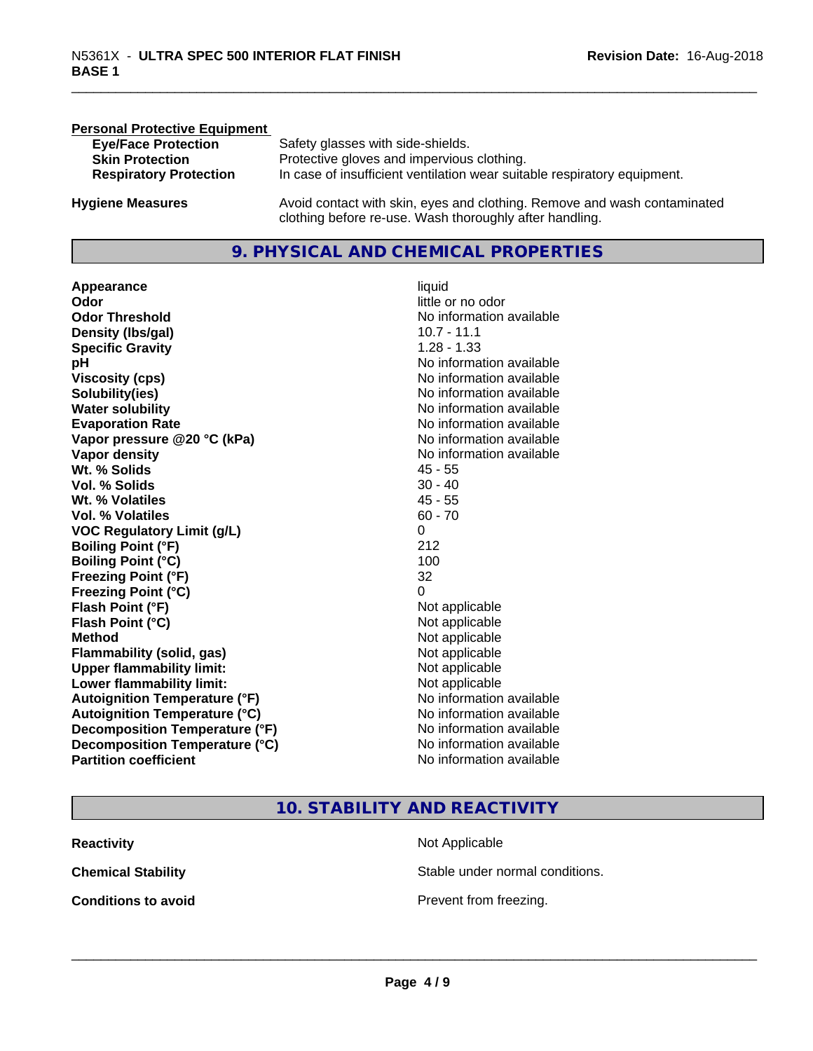**Personal Protective Equipment**

| | |
|---|---|
| **Eye/Face Protection** | Safety glasses with side-shields. |
| **Skin Protection** | Protective gloves and impervious clothing. |
| **Respiratory Protection** | In case of insufficient ventilation wear suitable respiratory equipment. |
| **Hygiene Measures** | Avoid contact with skin, eyes and clothing. Remove and wash contaminated clothing before re-use. Wash thoroughly after handling. |

## 9. PHYSICAL AND CHEMICAL PROPERTIES

| | |
|---|---|
| **Appearance** | liquid |
| **Odor** | little or no odor |
| **Odor Threshold** | No information available |
| **Density (lbs/gal)** | 10.7 - 11.1 |
| **Specific Gravity** | 1.28 - 1.33 |
| **pH** | No information available |
| **Viscosity (cps)** | No information available |
| **Solubility(ies)** | No information available |
| **Water solubility** | No information available |
| **Evaporation Rate** | No information available |
| **Vapor pressure @20 °C (kPa)** | No information available |
| **Vapor density** | No information available |
| **Wt. % Solids** | 45 - 55 |
| **Vol. % Solids** | 30 - 40 |
| **Wt. % Volatiles** | 45 - 55 |
| **Vol. % Volatiles** | 60 - 70 |
| **VOC Regulatory Limit (g/L)** | 0 |
| **Boiling Point (°F)** | 212 |
| **Boiling Point (°C)** | 100 |
| **Freezing Point (°F)** | 32 |
| **Freezing Point (°C)** | 0 |
| **Flash Point (°F)** | Not applicable |
| **Flash Point (°C)** | Not applicable |
| **Method** | Not applicable |
| **Flammability (solid, gas)** | Not applicable |
| **Upper flammability limit:** | Not applicable |
| **Lower flammability limit:** | Not applicable |
| **Autoignition Temperature (°F)** | No information available |
| **Autoignition Temperature (°C)** | No information available |
| **Decomposition Temperature (°F)** | No information available |
| **Decomposition Temperature (°C)** | No information available |
| **Partition coefficient** | No information available |

## 10. STABILITY AND REACTIVITY

| | |
|---|---|
| **Reactivity** | Not Applicable |
| **Chemical Stability** | Stable under normal conditions. |
| **Conditions to avoid** | Prevent from freezing. |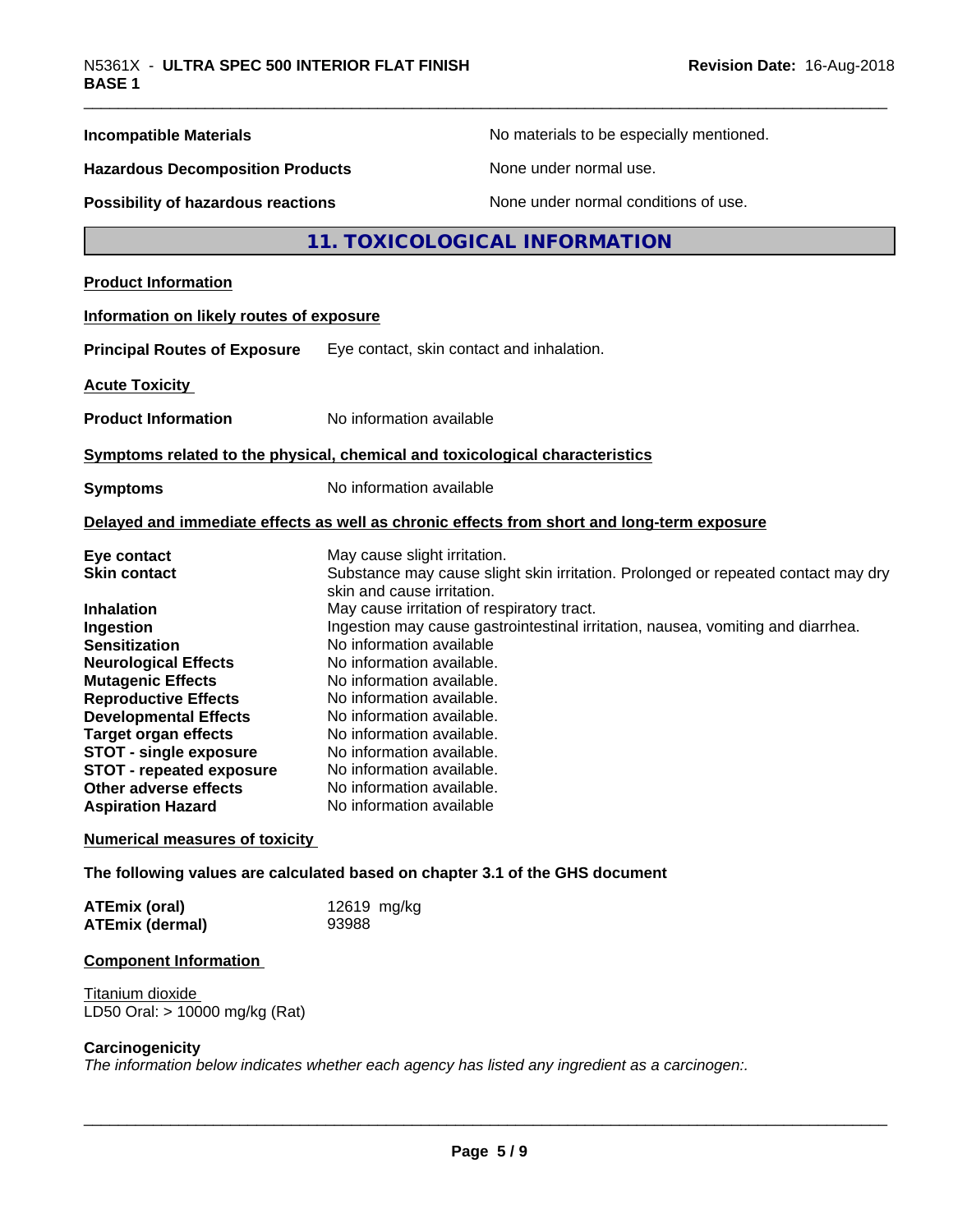| | |
|---|---|
| **Incompatible Materials** | No materials to be especially mentioned. |
| **Hazardous Decomposition Products** | None under normal use. |
| **Possibility of hazardous reactions** | None under normal conditions of use. |

## 11. TOXICOLOGICAL INFORMATION

**Product Information**

**Information on likely routes of exposure**

**Principal Routes of Exposure** Eye contact, skin contact and inhalation.

**Acute Toxicity**

**Product Information** No information available

**Symptoms related to the physical, chemical and toxicological characteristics**

**Symptoms** No information available

**Delayed and immediate effects as well as chronic effects from short and long-term exposure**

| | |
|---|---|
| **Eye contact** | May cause slight irritation. |
| **Skin contact** | Substance may cause slight skin irritation. Prolonged or repeated contact may dry skin and cause irritation. |
| **Inhalation** | May cause irritation of respiratory tract. |
| **Ingestion** | Ingestion may cause gastrointestinal irritation, nausea, vomiting and diarrhea. |
| **Sensitization** | No information available |
| **Neurological Effects** | No information available. |
| **Mutagenic Effects** | No information available. |
| **Reproductive Effects** | No information available. |
| **Developmental Effects** | No information available. |
| **Target organ effects** | No information available. |
| **STOT - single exposure** | No information available. |
| **STOT - repeated exposure** | No information available. |
| **Other adverse effects** | No information available. |
| **Aspiration Hazard** | No information available |

**Numerical measures of toxicity**

**The following values are calculated based on chapter 3.1 of the GHS document**

| | |
|---|---|
| **ATEmix (oral)** | 12619 mg/kg |
| **ATEmix (dermal)** | 93988 |

**Component Information**

Titanium dioxide
LD50 Oral: > 10000 mg/kg (Rat)

**Carcinogenicity**

*The information below indicates whether each agency has listed any ingredient as a carcinogen:.*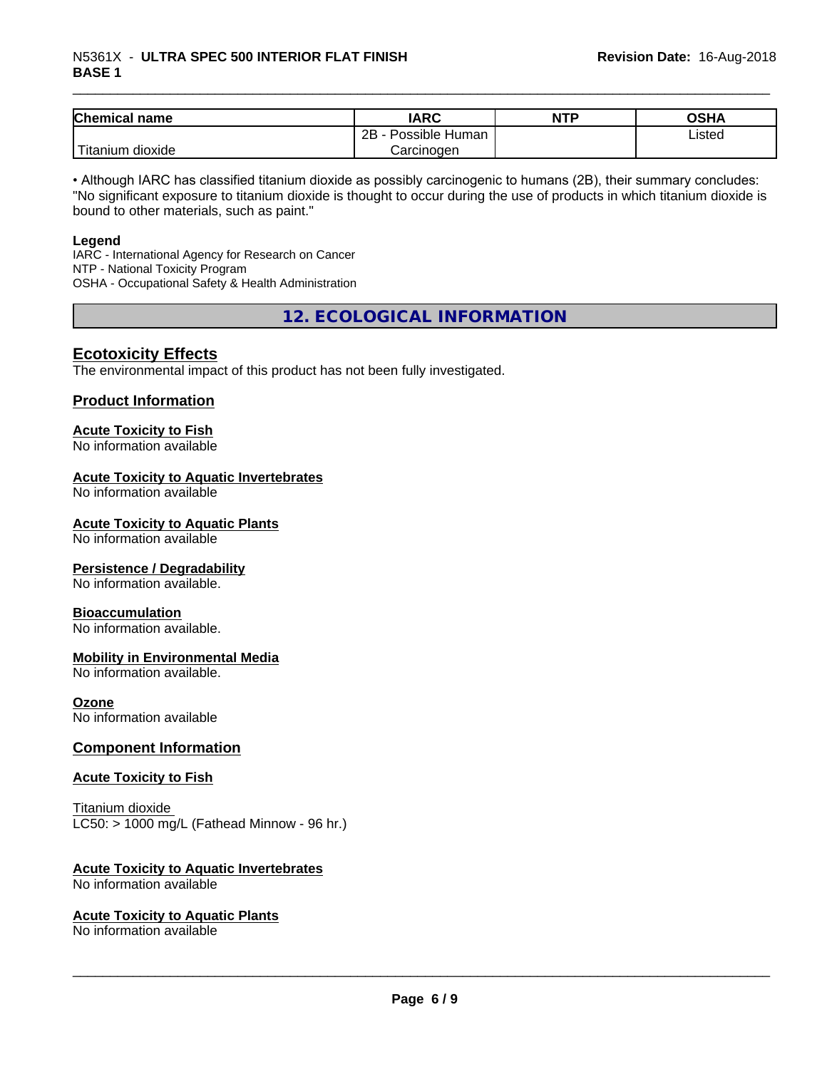| Chemical name | IARC | NTP | OSHA |
| --- | --- | --- | --- |
| Titanium dioxide | 2B - Possible Human Carcinogen | | Listed |

• Although IARC has classified titanium dioxide as possibly carcinogenic to humans (2B), their summary concludes: "No significant exposure to titanium dioxide is thought to occur during the use of products in which titanium dioxide is bound to other materials, such as paint."

**Legend**
IARC - International Agency for Research on Cancer
NTP - National Toxicity Program
OSHA - Occupational Safety & Health Administration

## 12. ECOLOGICAL INFORMATION

### Ecotoxicity Effects

The environmental impact of this product has not been fully investigated.

### Product Information

**Acute Toxicity to Fish**
No information available

**Acute Toxicity to Aquatic Invertebrates**
No information available

**Acute Toxicity to Aquatic Plants**
No information available

**Persistence / Degradability**
No information available.

**Bioaccumulation**
No information available.

**Mobility in Environmental Media**
No information available.

**Ozone**
No information available

### Component Information

**Acute Toxicity to Fish**

Titanium dioxide
LC50: > 1000 mg/L (Fathead Minnow - 96 hr.)

**Acute Toxicity to Aquatic Invertebrates**
No information available

**Acute Toxicity to Aquatic Plants**
No information available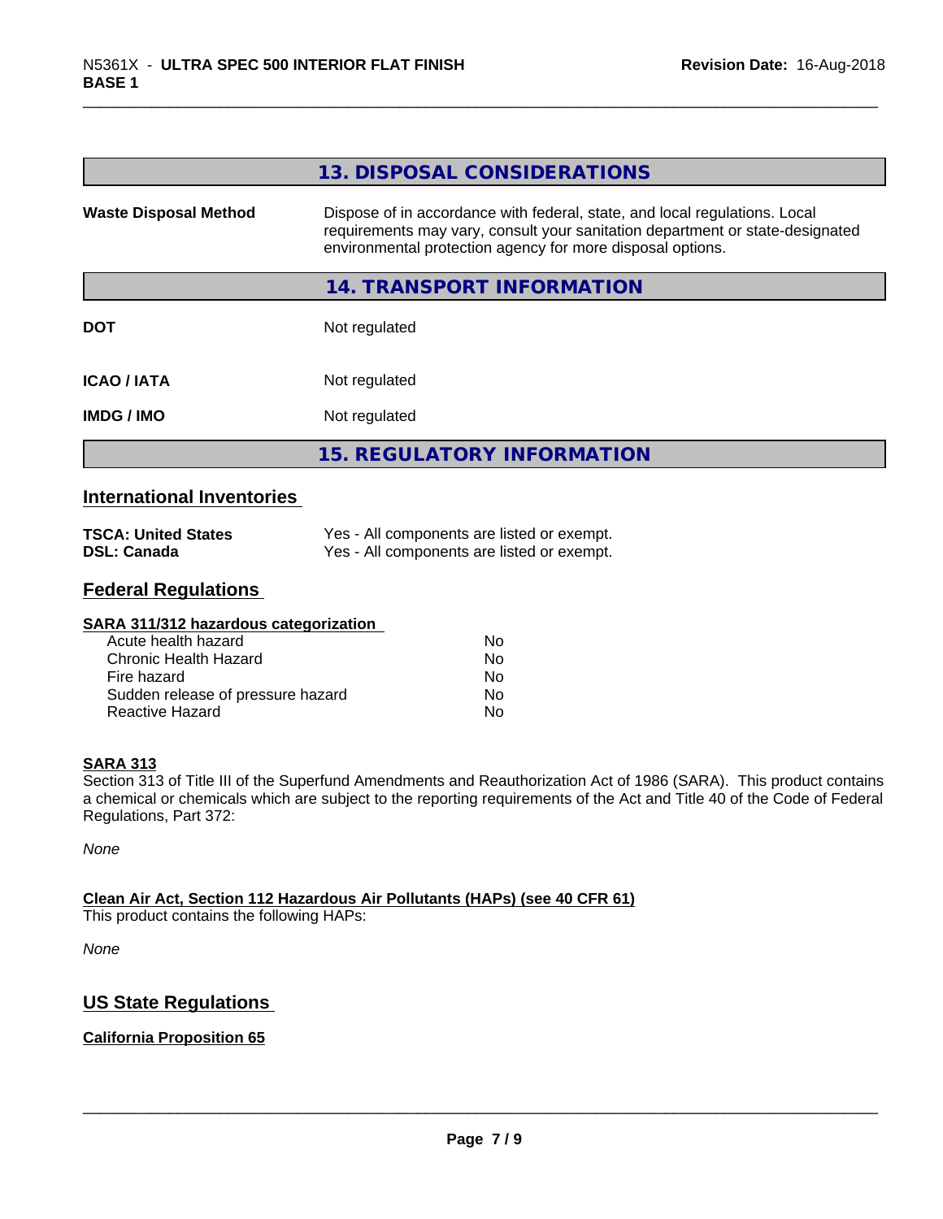## 13. DISPOSAL CONSIDERATIONS

| | |
|---|---|
| **Waste Disposal Method** | Dispose of in accordance with federal, state, and local regulations. Local requirements may vary, consult your sanitation department or state-designated environmental protection agency for more disposal options. |

## 14. TRANSPORT INFORMATION

| | |
|---|---|
| **DOT** | Not regulated |
| **ICAO / IATA** | Not regulated |
| **IMDG / IMO** | Not regulated |

## 15. REGULATORY INFORMATION

### International Inventories

| | |
|---|---|
| **TSCA: United States** | Yes - All components are listed or exempt. |
| **DSL: Canada** | Yes - All components are listed or exempt. |

### Federal Regulations

**SARA 311/312 hazardous categorization**

| | |
|---|---|
| Acute health hazard | No |
| Chronic Health Hazard | No |
| Fire hazard | No |
| Sudden release of pressure hazard | No |
| Reactive Hazard | No |

**SARA 313**

Section 313 of Title III of the Superfund Amendments and Reauthorization Act of 1986 (SARA). This product contains a chemical or chemicals which are subject to the reporting requirements of the Act and Title 40 of the Code of Federal Regulations, Part 372:

*None*

**Clean Air Act, Section 112 Hazardous Air Pollutants (HAPs) (see 40 CFR 61)**

This product contains the following HAPs:

*None*

### US State Regulations

**California Proposition 65**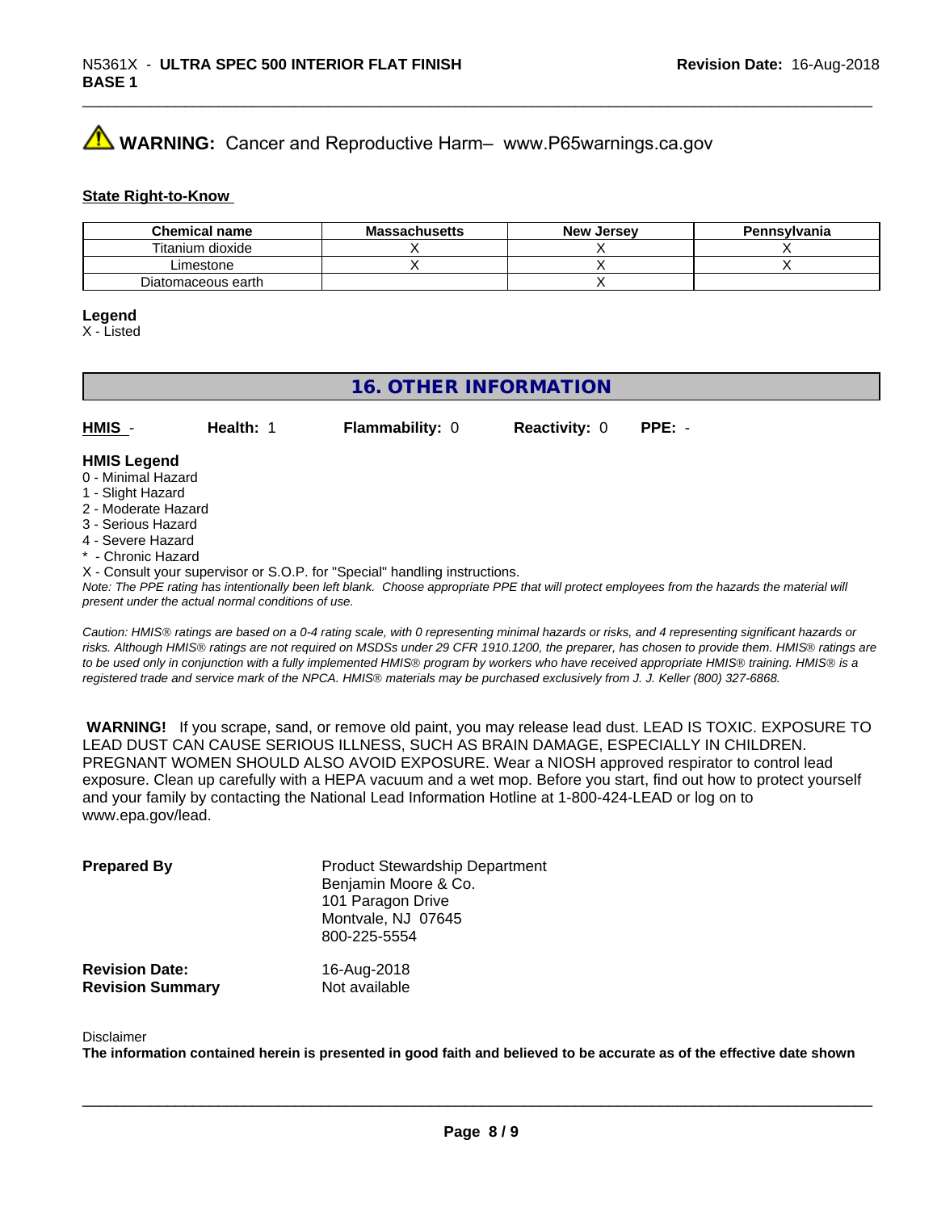**WARNING:** Cancer and Reproductive Harm– www.P65warnings.ca.gov

**State Right-to-Know**

| Chemical name | Massachusetts | New Jersey | Pennsylvania |
|---|---|---|---|
| Titanium dioxide | X | X | X |
| Limestone | X | X | X |
| Diatomaceous earth | | X | |

**Legend**
X - Listed

## 16. OTHER INFORMATION

**HMIS** - **Health:** 1 **Flammability:** 0 **Reactivity:** 0 **PPE:** -

**HMIS Legend**
0 - Minimal Hazard
1 - Slight Hazard
2 - Moderate Hazard
3 - Serious Hazard
4 - Severe Hazard
* - Chronic Hazard
X - Consult your supervisor or S.O.P. for "Special" handling instructions.
*Note: The PPE rating has intentionally been left blank. Choose appropriate PPE that will protect employees from the hazards the material will present under the actual normal conditions of use.*

*Caution: HMIS® ratings are based on a 0-4 rating scale, with 0 representing minimal hazards or risks, and 4 representing significant hazards or risks. Although HMIS® ratings are not required on MSDSs under 29 CFR 1910.1200, the preparer, has chosen to provide them. HMIS® ratings are to be used only in conjunction with a fully implemented HMIS® program by workers who have received appropriate HMIS® training. HMIS® is a registered trade and service mark of the NPCA. HMIS® materials may be purchased exclusively from J. J. Keller (800) 327-6868.*

**WARNING!** If you scrape, sand, or remove old paint, you may release lead dust. LEAD IS TOXIC. EXPOSURE TO LEAD DUST CAN CAUSE SERIOUS ILLNESS, SUCH AS BRAIN DAMAGE, ESPECIALLY IN CHILDREN. PREGNANT WOMEN SHOULD ALSO AVOID EXPOSURE. Wear a NIOSH approved respirator to control lead exposure. Clean up carefully with a HEPA vacuum and a wet mop. Before you start, find out how to protect yourself and your family by contacting the National Lead Information Hotline at 1-800-424-LEAD or log on to www.epa.gov/lead.

**Prepared By**
Product Stewardship Department
Benjamin Moore & Co.
101 Paragon Drive
Montvale, NJ 07645
800-225-5554

**Revision Date:** 16-Aug-2018
**Revision Summary** Not available

Disclaimer
**The information contained herein is presented in good faith and believed to be accurate as of the effective date shown**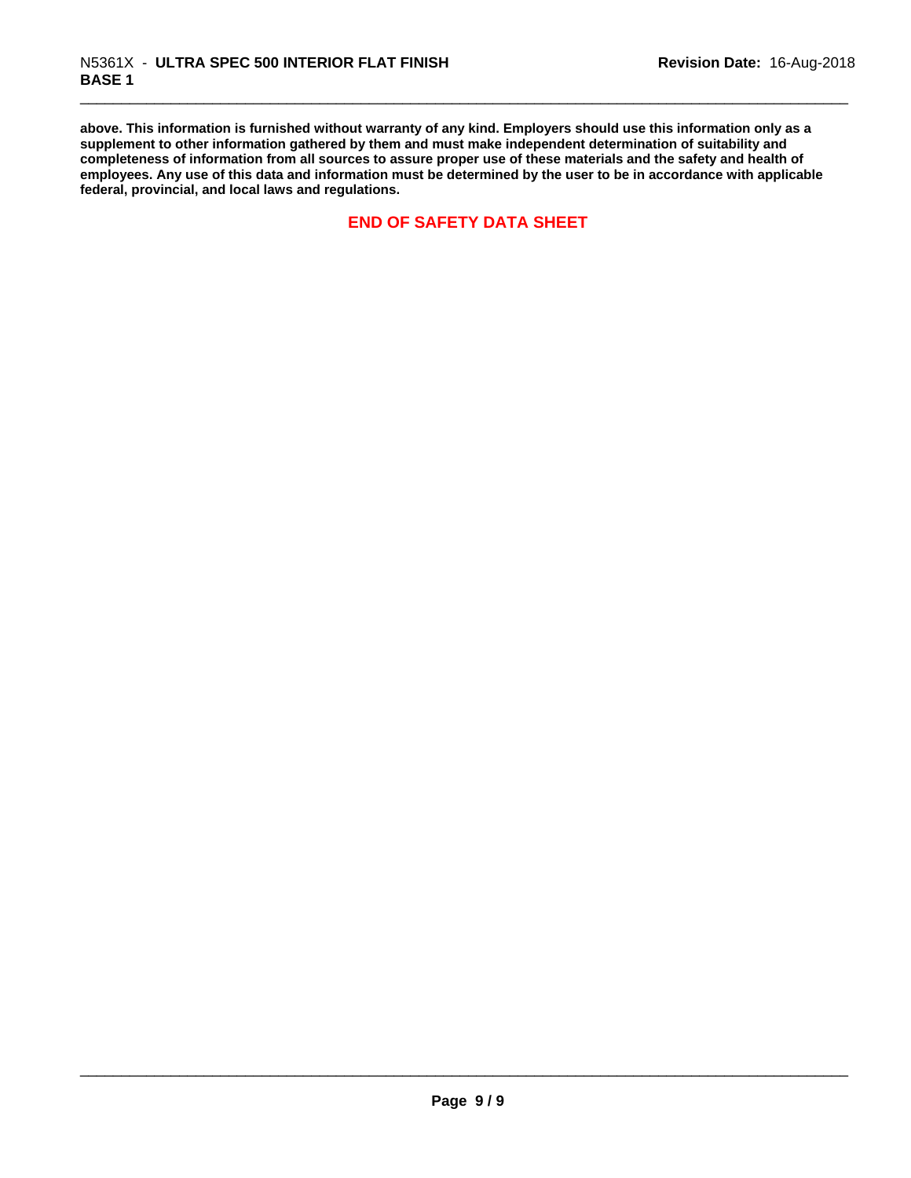**above. This information is furnished without warranty of any kind. Employers should use this information only as a supplement to other information gathered by them and must make independent determination of suitability and completeness of information from all sources to assure proper use of these materials and the safety and health of employees. Any use of this data and information must be determined by the user to be in accordance with applicable federal, provincial, and local laws and regulations.**

**END OF SAFETY DATA SHEET**